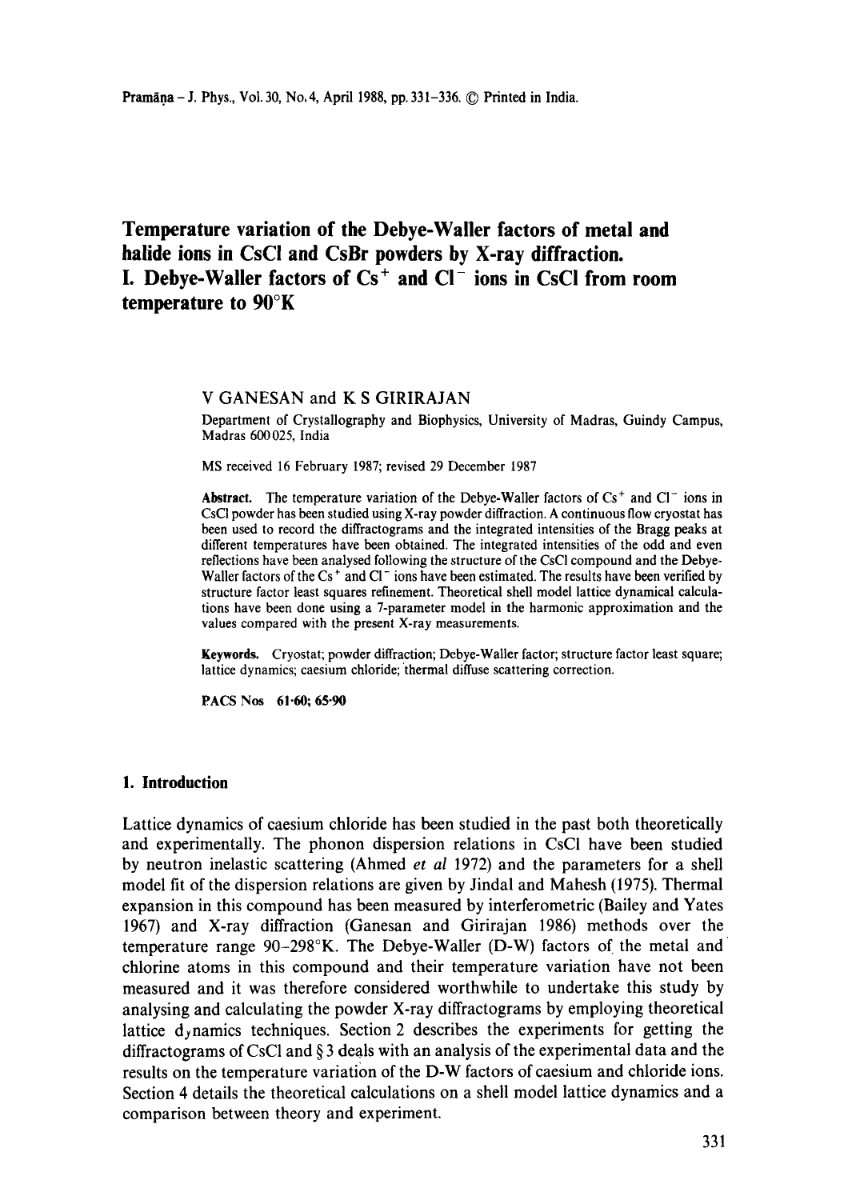# Temperature variation of the Debye-Waller factors of metal and halide ions in CsCl and CsBr powders by X-ray diffraction. I. Debye-Waller factors of $Cs^+$ and $Cl^-$ ions in CsCl from room temperature to 90°K

V GANESAN and K S GIRIRAJAN

Department of Crystallography and Biophysics, University of Madras, Guindy Campus, Madras 600 025, India

MS received 16 February 1987; revised 29 December 1987

**Abstract.** The temperature variation of the Debye-Waller factors of $Cs^+$ and $Cl^-$ ions in CsCl powder has been studied using X-ray powder diffraction. A continuous flow cryostat has been used to record the diffractograms and the integrated intensities of the Bragg peaks at different temperatures have been obtained. The integrated intensities of the odd and even reflections have been analysed following the structure of the CsCl compound and the Debye-Waller factors of the $Cs^+$ and $Cl^-$ ions have been estimated. The results have been verified by structure factor least squares refinement. Theoretical shell model lattice dynamical calculations have been done using a 7-parameter model in the harmonic approximation and the values compared with the present X-ray measurements.

**Keywords.** Cryostat; powder diffraction; Debye-Waller factor; structure factor least square; lattice dynamics; caesium chloride; thermal diffuse scattering correction.

**PACS Nos** 61·60; 65·90

## 1. Introduction

Lattice dynamics of caesium chloride has been studied in the past both theoretically and experimentally. The phonon dispersion relations in CsCl have been studied by neutron inelastic scattering (Ahmed *et al* 1972) and the parameters for a shell model fit of the dispersion relations are given by Jindal and Mahesh (1975). Thermal expansion in this compound has been measured by interferometric (Bailey and Yates 1967) and X-ray diffraction (Ganesan and Girirajan 1986) methods over the temperature range 90–298°K. The Debye-Waller (D-W) factors of the metal and chlorine atoms in this compound and their temperature variation have not been measured and it was therefore considered worthwhile to undertake this study by analysing and calculating the powder X-ray diffractograms by employing theoretical lattice dynamics techniques. Section 2 describes the experiments for getting the diffractograms of CsCl and § 3 deals with an analysis of the experimental data and the results on the temperature variation of the D-W factors of caesium and chloride ions. Section 4 details the theoretical calculations on a shell model lattice dynamics and a comparison between theory and experiment.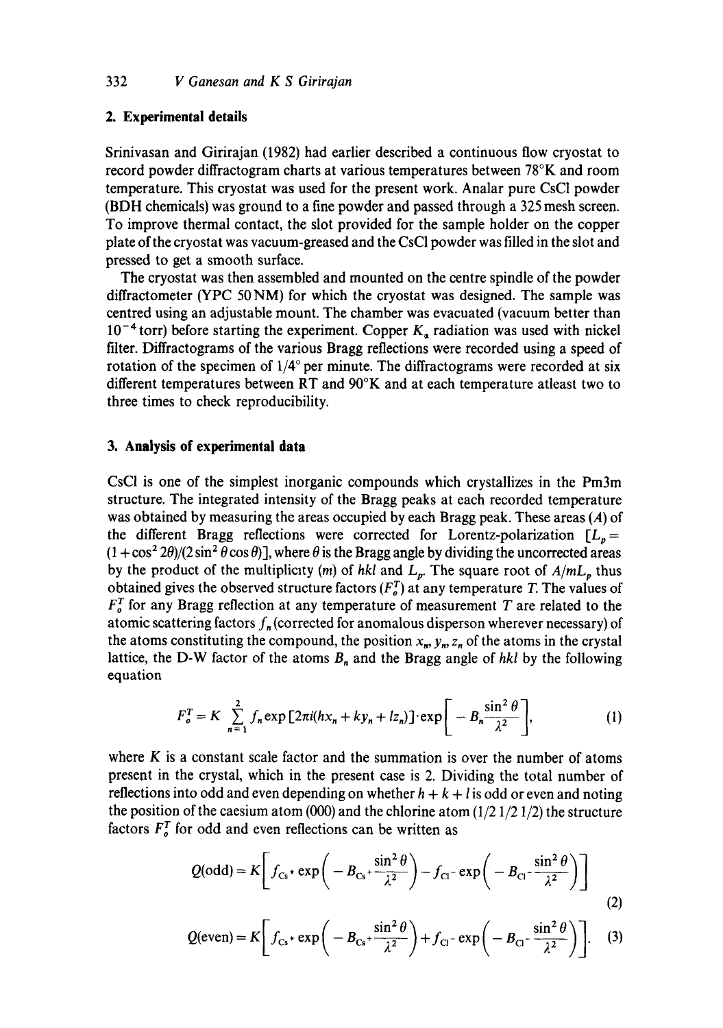## 2. Experimental details

Srinivasan and Girirajan (1982) had earlier described a continuous flow cryostat to record powder diffractogram charts at various temperatures between 78°K and room temperature. This cryostat was used for the present work. Analar pure CsCl powder (BDH chemicals) was ground to a fine powder and passed through a 325 mesh screen. To improve thermal contact, the slot provided for the sample holder on the copper plate of the cryostat was vacuum-greased and the CsCl powder was filled in the slot and pressed to get a smooth surface.

The cryostat was then assembled and mounted on the centre spindle of the powder diffractometer (YPC 50 NM) for which the cryostat was designed. The sample was centred using an adjustable mount. The chamber was evacuated (vacuum better than $10^{-4}$ torr) before starting the experiment. Copper $K_\alpha$ radiation was used with nickel filter. Diffractograms of the various Bragg reflections were recorded using a speed of rotation of the specimen of 1/4° per minute. The diffractograms were recorded at six different temperatures between RT and 90°K and at each temperature atleast two to three times to check reproducibility.

## 3. Analysis of experimental data

CsCl is one of the simplest inorganic compounds which crystallizes in the Pm3m structure. The integrated intensity of the Bragg peaks at each recorded temperature was obtained by measuring the areas occupied by each Bragg peak. These areas ($A$) of the different Bragg reflections were corrected for Lorentz-polarization $[L_p = (1+\cos^2 2\theta)/(2\sin^2\theta\cos\theta)]$, where $\theta$ is the Bragg angle by dividing the uncorrected areas by the product of the multiplicity ($m$) of $hkl$ and $L_p$. The square root of $A/mL_p$ thus obtained gives the observed structure factors ($F_o^T$) at any temperature $T$. The values of $F_o^T$ for any Bragg reflection at any temperature of measurement $T$ are related to the atomic scattering factors $f_n$ (corrected for anomalous disperson wherever necessary) of the atoms constituting the compound, the position $x_n, y_n, z_n$ of the atoms in the crystal lattice, the D-W factor of the atoms $B_n$ and the Bragg angle of $hkl$ by the following equation

$$F_o^T = K \sum_{n=1}^{2} f_n \exp[2\pi i(hx_n + ky_n + lz_n)] \cdot \exp\left[-B_n \frac{\sin^2\theta}{\lambda^2}\right], \tag{1}$$

where $K$ is a constant scale factor and the summation is over the number of atoms present in the crystal, which in the present case is 2. Dividing the total number of reflections into odd and even depending on whether $h+k+l$ is odd or even and noting the position of the caesium atom (000) and the chlorine atom (1/2 1/2 1/2) the structure factors $F_o^T$ for odd and even reflections can be written as

$$Q(\text{odd}) = K\left[f_{Cs^+}\exp\left(-B_{Cs^+}\frac{\sin^2\theta}{\lambda^2}\right) - f_{Cl^-}\exp\left(-B_{Cl^-}\frac{\sin^2\theta}{\lambda^2}\right)\right] \tag{2}$$

$$Q(\text{even}) = K\left[f_{Cs^+}\exp\left(-B_{Cs^+}\frac{\sin^2\theta}{\lambda^2}\right) + f_{Cl^-}\exp\left(-B_{Cl^-}\frac{\sin^2\theta}{\lambda^2}\right)\right]. \tag{3}$$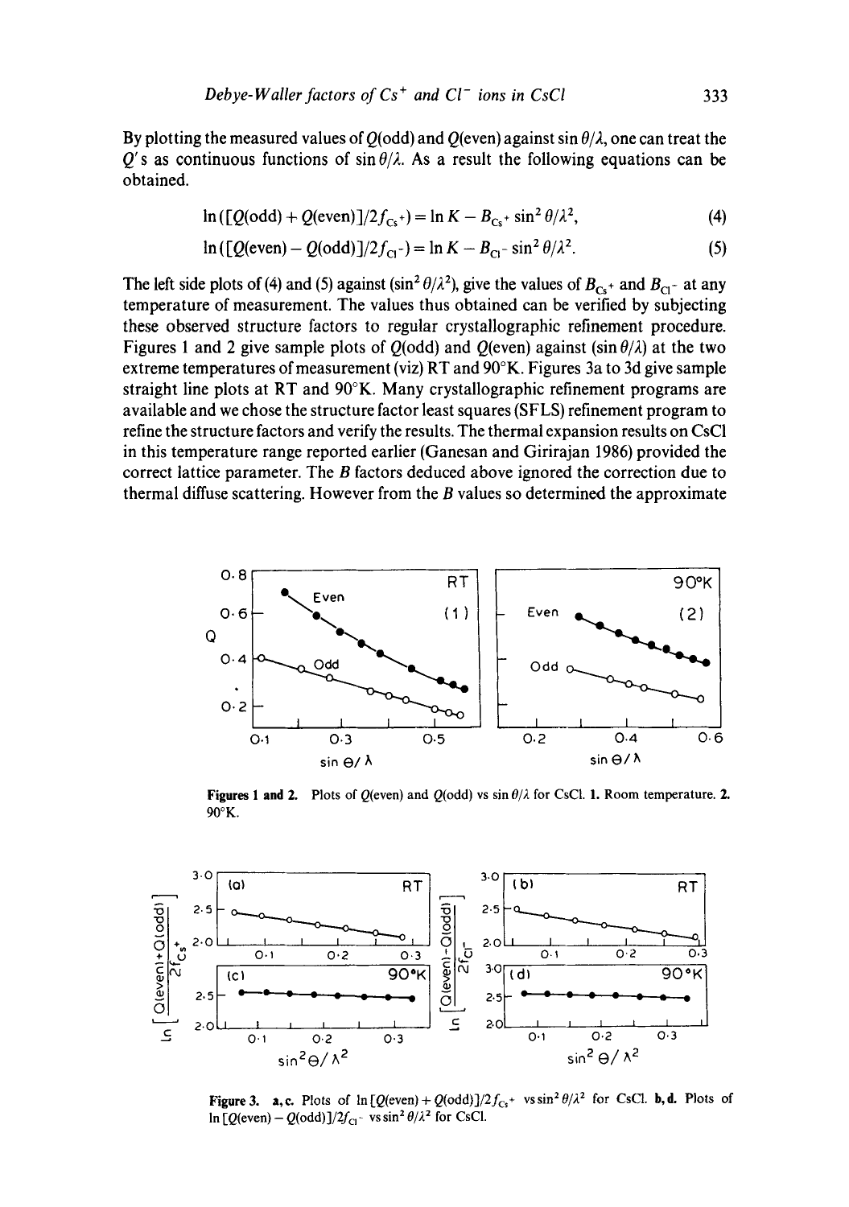By plotting the measured values of $Q(\text{odd})$ and $Q(\text{even})$ against $\sin\theta/\lambda$, one can treat the $Q$'s as continuous functions of $\sin\theta/\lambda$. As a result the following equations can be obtained.

$$\ln([Q(\text{odd}) + Q(\text{even})]/2f_{Cs^+}) = \ln K - B_{Cs^+} \sin^2\theta/\lambda^2, \tag{4}$$

$$\ln([Q(\text{even}) - Q(\text{odd})]/2f_{Cl^-}) = \ln K - B_{Cl^-} \sin^2\theta/\lambda^2. \tag{5}$$

The left side plots of (4) and (5) against ($\sin^2\theta/\lambda^2$), give the values of $B_{Cs^+}$ and $B_{Cl^-}$ at any temperature of measurement. The values thus obtained can be verified by subjecting these observed structure factors to regular crystallographic refinement procedure. Figures 1 and 2 give sample plots of $Q(\text{odd})$ and $Q(\text{even})$ against ($\sin\theta/\lambda$) at the two extreme temperatures of measurement (viz) RT and 90°K. Figures 3a to 3d give sample straight line plots at RT and 90°K. Many crystallographic refinement programs are available and we chose the structure factor least squares (SFLS) refinement program to refine the structure factors and verify the results. The thermal expansion results on CsCl in this temperature range reported earlier (Ganesan and Girirajan 1986) provided the correct lattice parameter. The $B$ factors deduced above ignored the correction due to thermal diffuse scattering. However from the $B$ values so determined the approximate

**Figures 1 and 2.** Plots of $Q(\text{even})$ and $Q(\text{odd})$ vs $\sin\theta/\lambda$ for CsCl. **1.** Room temperature. **2.** 90°K.

**Figure 3. a, c.** Plots of $\ln[Q(\text{even}) + Q(\text{odd})]/2f_{Cs^+}$ vs $\sin^2\theta/\lambda^2$ for CsCl. **b, d.** Plots of $\ln[Q(\text{even}) - Q(\text{odd})]/2f_{Cl^-}$ vs $\sin^2\theta/\lambda^2$ for CsCl.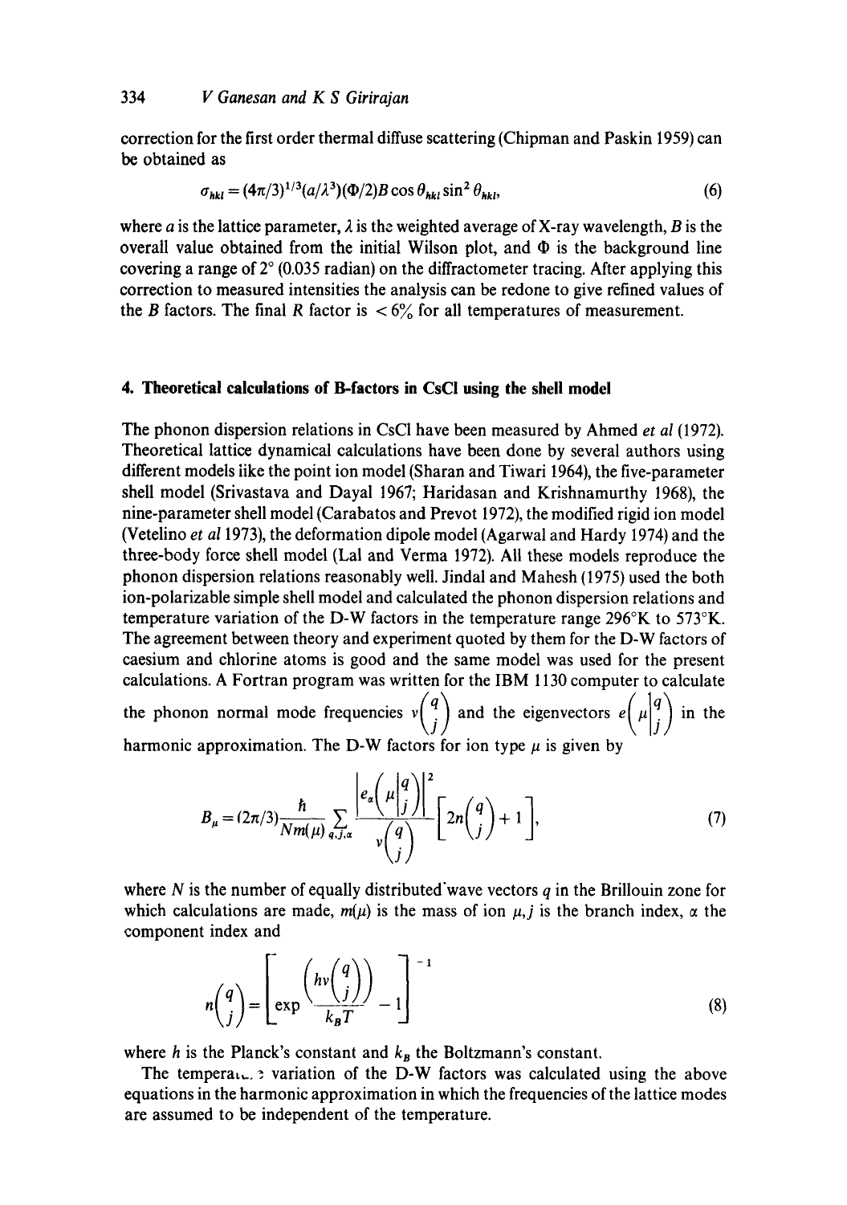correction for the first order thermal diffuse scattering (Chipman and Paskin 1959) can be obtained as

$$\sigma_{hkl} = (4\pi/3)^{1/3}(a/\lambda^3)(\Phi/2)B\cos\theta_{hkl}\sin^2\theta_{hkl}, \tag{6}$$

where $a$ is the lattice parameter, $\lambda$ is the weighted average of X-ray wavelength, $B$ is the overall value obtained from the initial Wilson plot, and $\Phi$ is the background line covering a range of 2° (0.035 radian) on the diffractometer tracing. After applying this correction to measured intensities the analysis can be redone to give refined values of the $B$ factors. The final $R$ factor is $< 6\%$ for all temperatures of measurement.

## 4. Theoretical calculations of B-factors in CsCl using the shell model

The phonon dispersion relations in CsCl have been measured by Ahmed *et al* (1972). Theoretical lattice dynamical calculations have been done by several authors using different models like the point ion model (Sharan and Tiwari 1964), the five-parameter shell model (Srivastava and Dayal 1967; Haridasan and Krishnamurthy 1968), the nine-parameter shell model (Carabatos and Prevot 1972), the modified rigid ion model (Vetelino *et al* 1973), the deformation dipole model (Agarwal and Hardy 1974) and the three-body force shell model (Lal and Verma 1972). All these models reproduce the phonon dispersion relations reasonably well. Jindal and Mahesh (1975) used the both ion-polarizable simple shell model and calculated the phonon dispersion relations and temperature variation of the D-W factors in the temperature range 296°K to 573°K. The agreement between theory and experiment quoted by them for the D-W factors of caesium and chlorine atoms is good and the same model was used for the present calculations. A Fortran program was written for the IBM 1130 computer to calculate the phonon normal mode frequencies $\nu\begin{pmatrix} q \\ j \end{pmatrix}$ and the eigenvectors $e\left(\mu\begin{vmatrix} q \\ j \end{vmatrix}\right)$ in the harmonic approximation. The D-W factors for ion type $\mu$ is given by

$$B_\mu = (2\pi/3)\frac{\hbar}{Nm(\mu)}\sum_{q,j,\alpha}\frac{\left|e_\alpha\left(\mu\begin{vmatrix} q \\ j \end{vmatrix}\right)\right|^2}{\nu\begin{pmatrix} q \\ j \end{pmatrix}}\left[2n\begin{pmatrix} q \\ j \end{pmatrix}+1\right], \tag{7}$$

where $N$ is the number of equally distributed wave vectors $q$ in the Brillouin zone for which calculations are made, $m(\mu)$ is the mass of ion $\mu$, $j$ is the branch index, $\alpha$ the component index and

$$n\begin{pmatrix} q \\ j \end{pmatrix} = \left[\exp\frac{\left(h\nu\begin{pmatrix} q \\ j \end{pmatrix}\right)}{k_B T} - 1\right]^{-1} \tag{8}$$

where $h$ is the Planck's constant and $k_B$ the Boltzmann's constant.

The temperature variation of the D-W factors was calculated using the above equations in the harmonic approximation in which the frequencies of the lattice modes are assumed to be independent of the temperature.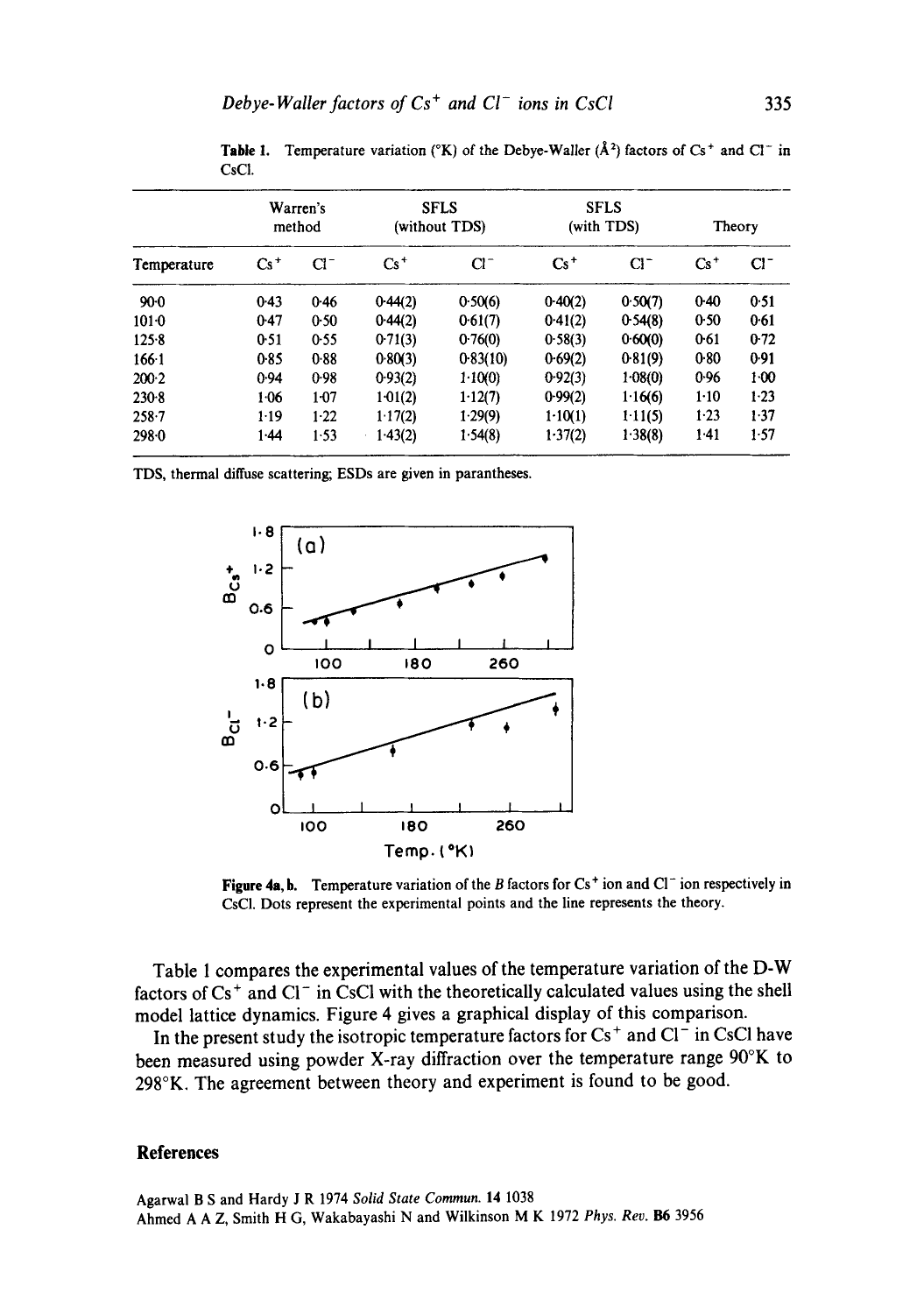**Table 1.** Temperature variation (°K) of the Debye-Waller (Å$^2$) factors of $Cs^+$ and $Cl^-$ in CsCl.

| | Warren's method | | SFLS (without TDS) | | SFLS (with TDS) | | Theory | |
|---|---|---|---|---|---|---|---|---|
| Temperature | $Cs^+$ | $Cl^-$ | $Cs^+$ | $Cl^-$ | $Cs^+$ | $Cl^-$ | $Cs^+$ | $Cl^-$ |
| 90·0 | 0·43 | 0·46 | 0·44(2) | 0·50(6) | 0·40(2) | 0·50(7) | 0·40 | 0·51 |
| 101·0 | 0·47 | 0·50 | 0·44(2) | 0·61(7) | 0·41(2) | 0·54(8) | 0·50 | 0·61 |
| 125·8 | 0·51 | 0·55 | 0·71(3) | 0·76(0) | 0·58(3) | 0·60(0) | 0·61 | 0·72 |
| 166·1 | 0·85 | 0·88 | 0·80(3) | 0·83(10) | 0·69(2) | 0·81(9) | 0·80 | 0·91 |
| 200·2 | 0·94 | 0·98 | 0·93(2) | 1·10(0) | 0·92(3) | 1·08(0) | 0·96 | 1·00 |
| 230·8 | 1·06 | 1·07 | 1·01(2) | 1·12(7) | 0·99(2) | 1·16(6) | 1·10 | 1·23 |
| 258·7 | 1·19 | 1·22 | 1·17(2) | 1·29(9) | 1·10(1) | 1·11(5) | 1·23 | 1·37 |
| 298·0 | 1·44 | 1·53 | 1·43(2) | 1·54(8) | 1·37(2) | 1·38(8) | 1·41 | 1·57 |

TDS, thermal diffuse scattering; ESDs are given in parantheses.

**Figure 4a, b.** Temperature variation of the $B$ factors for $Cs^+$ ion and $Cl^-$ ion respectively in CsCl. Dots represent the experimental points and the line represents the theory.

Table 1 compares the experimental values of the temperature variation of the D-W factors of $Cs^+$ and $Cl^-$ in CsCl with the theoretically calculated values using the shell model lattice dynamics. Figure 4 gives a graphical display of this comparison.

In the present study the isotropic temperature factors for $Cs^+$ and $Cl^-$ in CsCl have been measured using powder X-ray diffraction over the temperature range 90°K to 298°K. The agreement between theory and experiment is found to be good.

## References

Agarwal B S and Hardy J R 1974 *Solid State Commun.* **14** 1038

Ahmed A A Z, Smith H G, Wakabayashi N and Wilkinson M K 1972 *Phys. Rev.* **B6** 3956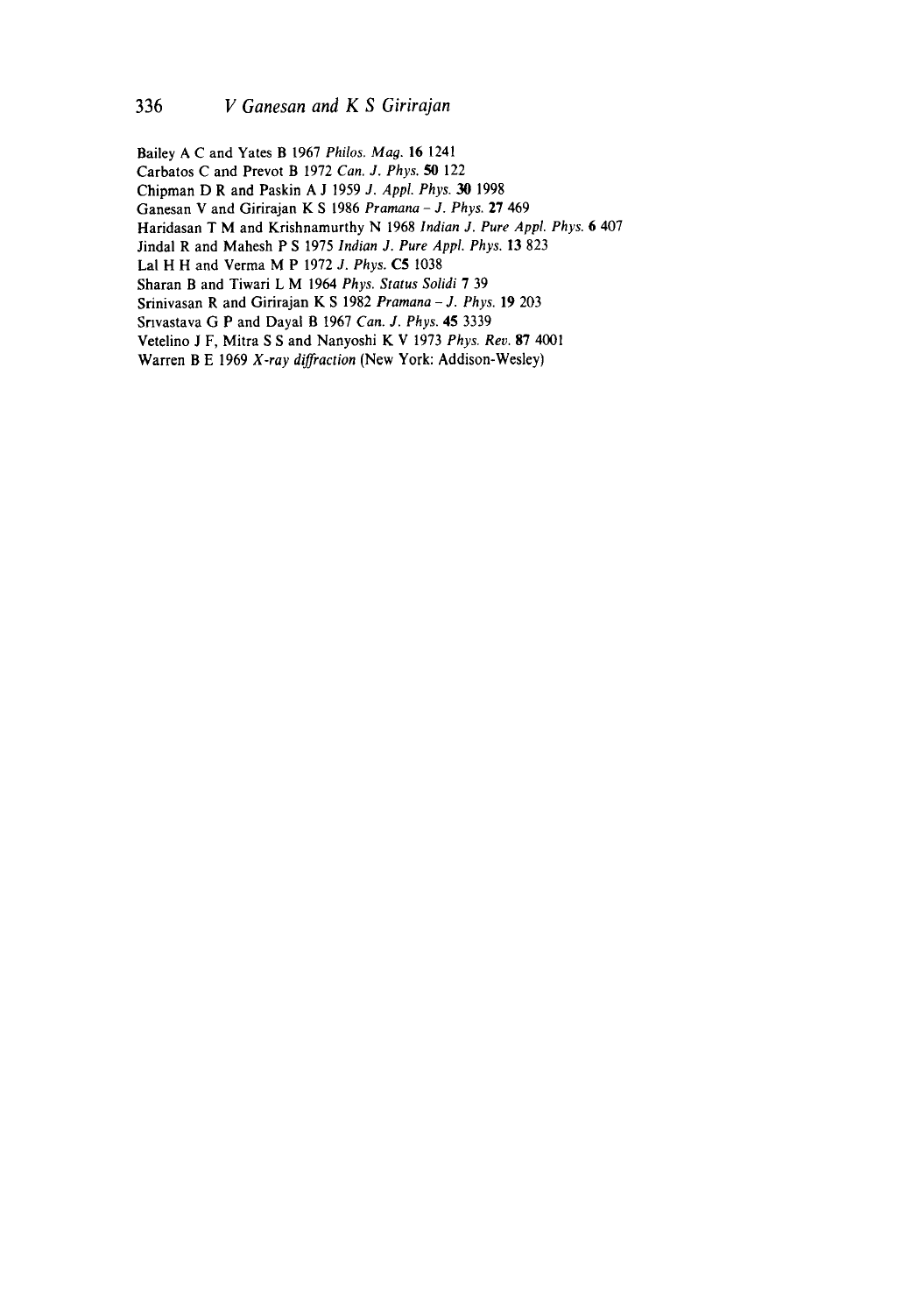Bailey A C and Yates B 1967 *Philos. Mag.* **16** 1241

Carbatos C and Prevot B 1972 *Can. J. Phys.* **50** 122

Chipman D R and Paskin A J 1959 *J. Appl. Phys.* **30** 1998

Ganesan V and Girirajan K S 1986 *Pramana – J. Phys.* **27** 469

Haridasan T M and Krishnamurthy N 1968 *Indian J. Pure Appl. Phys.* **6** 407

Jindal R and Mahesh P S 1975 *Indian J. Pure Appl. Phys.* **13** 823

Lal H H and Verma M P 1972 *J. Phys.* **C5** 1038

Sharan B and Tiwari L M 1964 *Phys. Status Solidi* **7** 39

Srinivasan R and Girirajan K S 1982 *Pramana – J. Phys.* **19** 203

Srivastava G P and Dayal B 1967 *Can. J. Phys.* **45** 3339

Vetelino J F, Mitra S S and Nanyoshi K V 1973 *Phys. Rev.* **87** 4001

Warren B E 1969 *X-ray diffraction* (New York: Addison-Wesley)